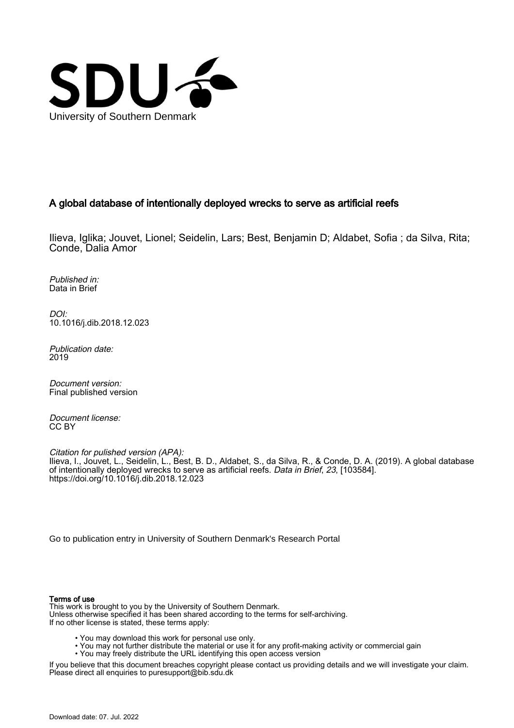University of Southern Denmark

# A global database of intentionally deployed wrecks to serve as artificial reefs

Ilieva, Iglika; Jouvet, Lionel; Seidelin, Lars; Best, Benjamin D; Aldabet, Sofia ; da Silva, Rita; Conde, Dalia Amor

*Published in:*
Data in Brief

*DOI:*
10.1016/j.dib.2018.12.023

*Publication date:*
2019

*Document version:*
Final published version

*Document license:*
CC BY

*Citation for pulished version (APA):*
Ilieva, I., Jouvet, L., Seidelin, L., Best, B. D., Aldabet, S., da Silva, R., & Conde, D. A. (2019). A global database of intentionally deployed wrecks to serve as artificial reefs. *Data in Brief*, *23*, [103584]. https://doi.org/10.1016/j.dib.2018.12.023

Go to publication entry in University of Southern Denmark's Research Portal

**Terms of use**

This work is brought to you by the University of Southern Denmark.
Unless otherwise specified it has been shared according to the terms for self-archiving.
If no other license is stated, these terms apply:

- You may download this work for personal use only.
- You may not further distribute the material or use it for any profit-making activity or commercial gain
- You may freely distribute the URL identifying this open access version

If you believe that this document breaches copyright please contact us providing details and we will investigate your claim.
Please direct all enquiries to puresupport@bib.sdu.dk

Download date: 07. Jul. 2022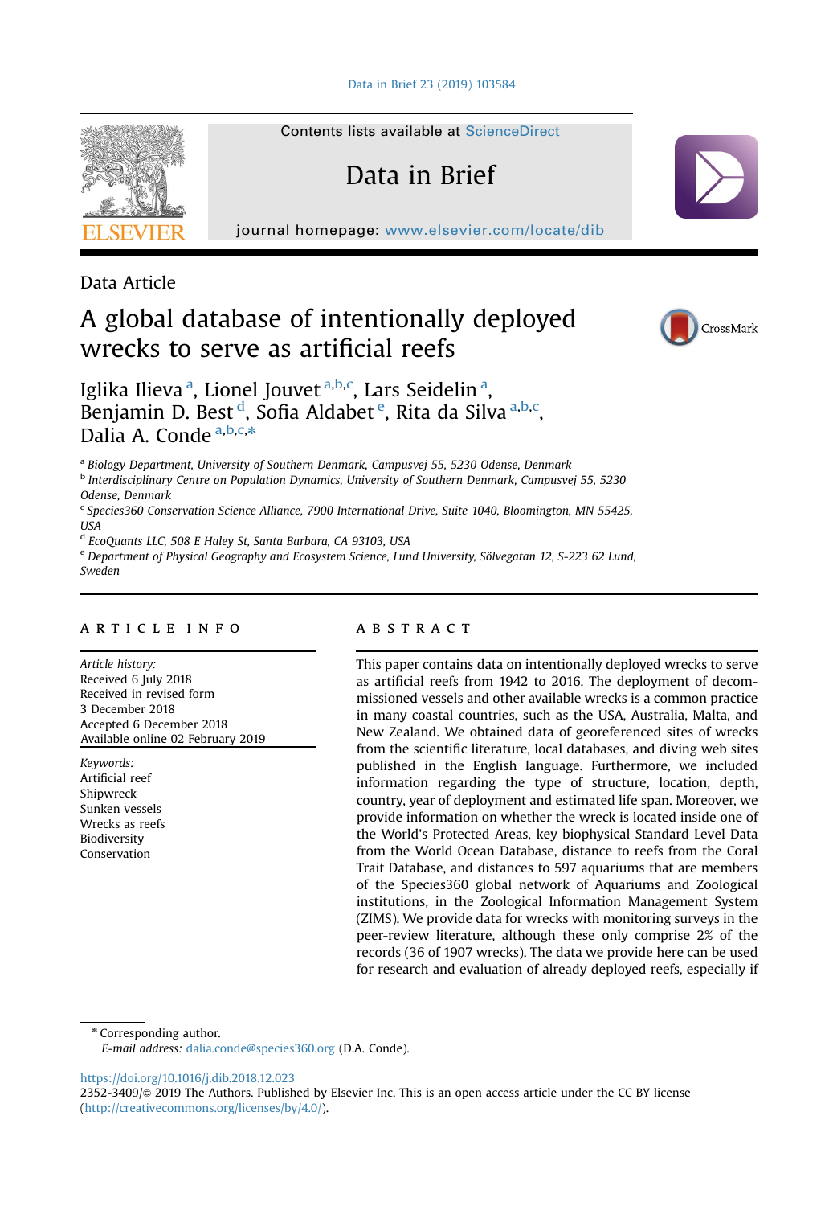Data Article

# A global database of intentionally deployed wrecks to serve as artificial reefs

Iglika Ilieva [a], Lionel Jouvet [a,b,c], Lars Seidelin [a], Benjamin D. Best [d], Sofia Aldabet [e], Rita da Silva [a,b,c], Dalia A. Conde [a,b,c,*]

[a] Biology Department, University of Southern Denmark, Campusvej 55, 5230 Odense, Denmark

[b] Interdisciplinary Centre on Population Dynamics, University of Southern Denmark, Campusvej 55, 5230 Odense, Denmark

[c] Species360 Conservation Science Alliance, 7900 International Drive, Suite 1040, Bloomington, MN 55425, USA

[d] EcoQuants LLC, 508 E Haley St, Santa Barbara, CA 93103, USA

[e] Department of Physical Geography and Ecosystem Science, Lund University, Sölvegatan 12, S-223 62 Lund, Sweden

## ARTICLE INFO

*Article history:*
Received 6 July 2018
Received in revised form
3 December 2018
Accepted 6 December 2018
Available online 02 February 2019

*Keywords:*
Artificial reef
Shipwreck
Sunken vessels
Wrecks as reefs
Biodiversity
Conservation

## ABSTRACT

This paper contains data on intentionally deployed wrecks to serve as artificial reefs from 1942 to 2016. The deployment of decommissioned vessels and other available wrecks is a common practice in many coastal countries, such as the USA, Australia, Malta, and New Zealand. We obtained data of georeferenced sites of wrecks from the scientific literature, local databases, and diving web sites published in the English language. Furthermore, we included information regarding the type of structure, location, depth, country, year of deployment and estimated life span. Moreover, we provide information on whether the wreck is located inside one of the World's Protected Areas, key biophysical Standard Level Data from the World Ocean Database, distance to reefs from the Coral Trait Database, and distances to 597 aquariums that are members of the Species360 global network of Aquariums and Zoological institutions, in the Zoological Information Management System (ZIMS). We provide data for wrecks with monitoring surveys in the peer-review literature, although these only comprise 2% of the records (36 of 1907 wrecks). The data we provide here can be used for research and evaluation of already deployed reefs, especially if

\* Corresponding author.
*E-mail address:* dalia.conde@species360.org (D.A. Conde).

https://doi.org/10.1016/j.dib.2018.12.023
2352-3409/© 2019 The Authors. Published by Elsevier Inc. This is an open access article under the CC BY license (http://creativecommons.org/licenses/by/4.0/).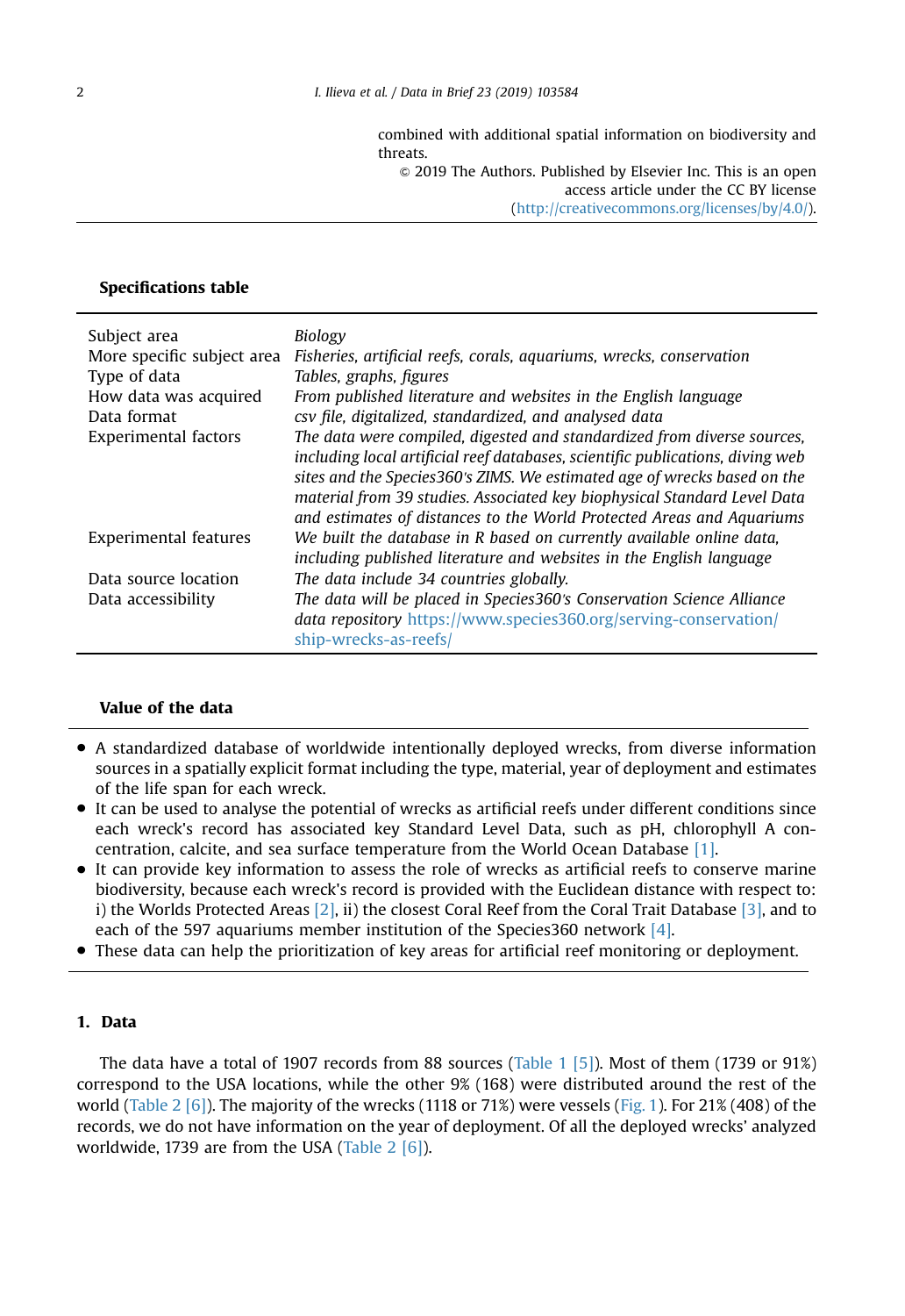combined with additional spatial information on biodiversity and threats.

© 2019 The Authors. Published by Elsevier Inc. This is an open access article under the CC BY license (http://creativecommons.org/licenses/by/4.0/).

**Specifications table**

| | |
|---|---|
| Subject area | *Biology* |
| More specific subject area | *Fisheries, artificial reefs, corals, aquariums, wrecks, conservation* |
| Type of data | *Tables, graphs, figures* |
| How data was acquired | *From published literature and websites in the English language* |
| Data format | *csv file, digitalized, standardized, and analysed data* |
| Experimental factors | *The data were compiled, digested and standardized from diverse sources, including local artificial reef databases, scientific publications, diving web sites and the Species360's ZIMS. We estimated age of wrecks based on the material from 39 studies. Associated key biophysical Standard Level Data and estimates of distances to the World Protected Areas and Aquariums* |
| Experimental features | *We built the database in R based on currently available online data, including published literature and websites in the English language* |
| Data source location | *The data include 34 countries globally.* |
| Data accessibility | *The data will be placed in Species360's Conservation Science Alliance data repository* https://www.species360.org/serving-conservation/ship-wrecks-as-reefs/ |

**Value of the data**

- A standardized database of worldwide intentionally deployed wrecks, from diverse information sources in a spatially explicit format including the type, material, year of deployment and estimates of the life span for each wreck.
- It can be used to analyse the potential of wrecks as artificial reefs under different conditions since each wreck's record has associated key Standard Level Data, such as pH, chlorophyll A concentration, calcite, and sea surface temperature from the World Ocean Database [1].
- It can provide key information to assess the role of wrecks as artificial reefs to conserve marine biodiversity, because each wreck's record is provided with the Euclidean distance with respect to: i) the Worlds Protected Areas [2], ii) the closest Coral Reef from the Coral Trait Database [3], and to each of the 597 aquariums member institution of the Species360 network [4].
- These data can help the prioritization of key areas for artificial reef monitoring or deployment.

## 1. Data

The data have a total of 1907 records from 88 sources (Table 1 [5]). Most of them (1739 or 91%) correspond to the USA locations, while the other 9% (168) were distributed around the rest of the world (Table 2 [6]). The majority of the wrecks (1118 or 71%) were vessels (Fig. 1). For 21% (408) of the records, we do not have information on the year of deployment. Of all the deployed wrecks' analyzed worldwide, 1739 are from the USA (Table 2 [6]).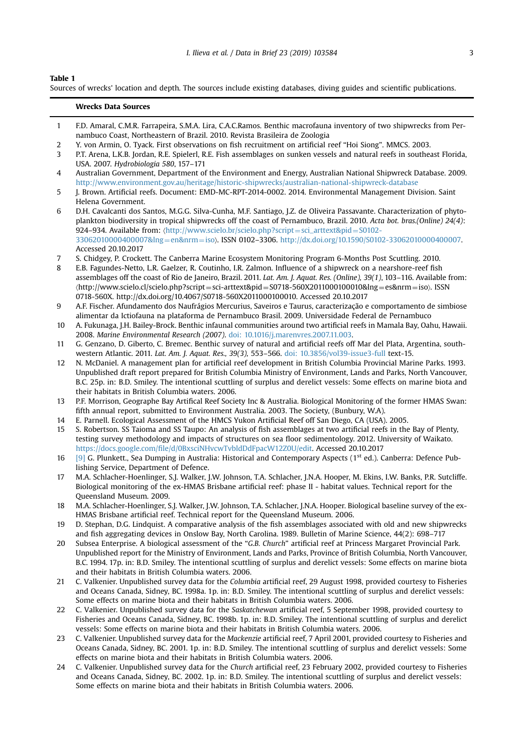**Table 1**

Sources of wrecks' location and depth. The sources include existing databases, diving guides and scientific publications.

| | Wrecks Data Sources |
|---|---|
| 1 | F.D. Amaral, C.M.R. Farrapeira, S.M.A. Lira, C.A.C.Ramos. Benthic macrofauna inventory of two shipwrecks from Pernambuco Coast, Northeastern of Brazil. 2010. Revista Brasileira de Zoologia |
| 2 | Y. von Armin, O. Tyack. First observations on fish recruitment on artificial reef "Hoi Siong". MMCS. 2003. |
| 3 | P.T. Arena, L.K.B. Jordan, R.E. Spielerl, R.E. Fish assemblages on sunken vessels and natural reefs in southeast Florida, USA. 2007. *Hydrobiologia 580*, 157–171 |
| 4 | Australian Government, Department of the Environment and Energy, Australian National Shipwreck Database. 2009. http://www.environment.gov.au/heritage/historic-shipwrecks/australian-national-shipwreck-database |
| 5 | J. Brown. Artificial reefs. Document: EMD-MC-RPT-2014-0002. 2014. Environmental Management Division. Saint Helena Government. |
| 6 | D.H. Cavalcanti dos Santos, M.G.G. Silva-Cunha, M.F. Santiago, J.Z. de Oliveira Passavante. Characterization of phytoplankton biodiversity in tropical shipwrecks off the coast of Pernambuco, Brazil. 2010. *Acta bot. bras.(Online) 24(4)*: 924–934. Available from: ⟨http://www.scielo.br/scielo.php?script=sci_arttext&pid=S0102-33062010000400007&lng=en&nrm=iso⟩. ISSN 0102–3306. http://dx.doi.org/10.1590/S0102-33062010000400007. Accessed 20.10.2017 |
| 7 | S. Chidgey, P. Crockett. The Canberra Marine Ecosystem Monitoring Program 6-Months Post Scuttling. 2010. |
| 8 | E.B. Fagundes-Netto, L.R. Gaelzer, R. Coutinho, I.R. Zalmon. Influence of a shipwreck on a nearshore-reef fish assemblages off the coast of Rio de Janeiro, Brazil. 2011. *Lat. Am. J. Aquat. Res. (Online), 39(1)*, 103–116. Available from: ⟨http://www.scielo.cl/scielo.php?script=sci-arttext&pid=S0718-560X2011000100010&lng=es&nrm=iso⟩. ISSN 0718-560X. http://dx.doi.org/10.4067/S0718-560X2011000100010. Accessed 20.10.2017 |
| 9 | A.F. Fischer. Afundamento dos Naufrágios Mercurius, Saveiros e Taurus, caracterização e comportamento de simbiose alimentar da Ictiofauna na plataforma de Pernambuco Brasil. 2009. Universidade Federal de Pernambuco |
| 10 | A. Fukunaga, J.H. Bailey-Brock. Benthic infaunal communities around two artificial reefs in Mamala Bay, Oahu, Hawaii. 2008. *Marine Environmental Research (2007)*. doi: 10.1016/j.marenvres.2007.11.003. |
| 11 | G. Genzano, D. Giberto, C. Bremec. Benthic survey of natural and artificial reefs off Mar del Plata, Argentina, southwestern Atlantic. 2011. *Lat. Am. J. Aquat. Res., 39(3)*, 553–566. doi: 10.3856/vol39-issue3-full text-15. |
| 12 | N. McDaniel. A management plan for artificial reef development in British Columbia Provincial Marine Parks. 1993. Unpublished draft report prepared for British Columbia Ministry of Environment, Lands and Parks, North Vancouver, B.C. 25p. in: B.D. Smiley. The intentional scuttling of surplus and derelict vessels: Some effects on marine biota and their habitats in British Columbia waters. 2006. |
| 13 | P.F. Morrison, Geographe Bay Artifical Reef Society Inc & Australia. Biological Monitoring of the former HMAS Swan: fifth annual report, submitted to Environment Australia. 2003. The Society, (Bunbury, W.A). |
| 14 | E. Parnell. Ecological Assessment of the HMCS Yukon Artificial Reef off San Diego, CA (USA). 2005. |
| 15 | S. Robertson. SS Taioma and SS Taupo: An analysis of fish assemblages at two artificial reefs in the Bay of Plenty, testing survey methodology and impacts of structures on sea floor sedimentology. 2012. University of Waikato. https://docs.google.com/file/d/0BxsciNHvcwTvbldDdFpacW12Z0U/edit. Accessed 20.10.2017 |
| 16 | [9] G. Plunkett., Sea Dumping in Australia: Historical and Contemporary Aspects (1st ed.). Canberra: Defence Publishing Service, Department of Defence. |
| 17 | M.A. Schlacher-Hoenlinger, S.J. Walker, J.W. Johnson, T.A. Schlacher, J.N.A. Hooper, M. Ekins, I.W. Banks, P.R. Sutcliffe. Biological monitoring of the ex-HMAS Brisbane artificial reef: phase II - habitat values. Technical report for the Queensland Museum. 2009. |
| 18 | M.A. Schlacher-Hoenlinger, S.J. Walker, J.W. Johnson, T.A. Schlacher, J.N.A. Hooper. Biological baseline survey of the ex-HMAS Brisbane artificial reef. Technical report for the Queensland Museum. 2006. |
| 19 | D. Stephan, D.G. Lindquist. A comparative analysis of the fish assemblages associated with old and new shipwrecks and fish aggregating devices in Onslow Bay, North Carolina. 1989. Bulletin of Marine Science, 44(2): 698–717 |
| 20 | Subsea Enterprise. A biological assessment of the "*G.B. Church*" artificial reef at Princess Margaret Provincial Park. Unpublished report for the Ministry of Environment, Lands and Parks, Province of British Columbia, North Vancouver, B.C. 1994. 17p. in: B.D. Smiley. The intentional scuttling of surplus and derelict vessels: Some effects on marine biota and their habitats in British Columbia waters. 2006. |
| 21 | C. Valkenier. Unpublished survey data for the *Columbia* artificial reef, 29 August 1998, provided courtesy to Fisheries and Oceans Canada, Sidney, BC. 1998a. 1p. in: B.D. Smiley. The intentional scuttling of surplus and derelict vessels: Some effects on marine biota and their habitats in British Columbia waters. 2006. |
| 22 | C. Valkenier. Unpublished survey data for the *Saskatchewan* artificial reef, 5 September 1998, provided courtesy to Fisheries and Oceans Canada, Sidney, BC. 1998b. 1p. in: B.D. Smiley. The intentional scuttling of surplus and derelict vessels: Some effects on marine biota and their habitats in British Columbia waters. 2006. |
| 23 | C. Valkenier. Unpublished survey data for the *Mackenzie* artificial reef, 7 April 2001, provided courtesy to Fisheries and Oceans Canada, Sidney, BC. 2001. 1p. in: B.D. Smiley. The intentional scuttling of surplus and derelict vessels: Some effects on marine biota and their habitats in British Columbia waters. 2006. |
| 24 | C. Valkenier. Unpublished survey data for the *Church* artificial reef, 23 February 2002, provided courtesy to Fisheries and Oceans Canada, Sidney, BC. 2002. 1p. in: B.D. Smiley. The intentional scuttling of surplus and derelict vessels: Some effects on marine biota and their habitats in British Columbia waters. 2006. |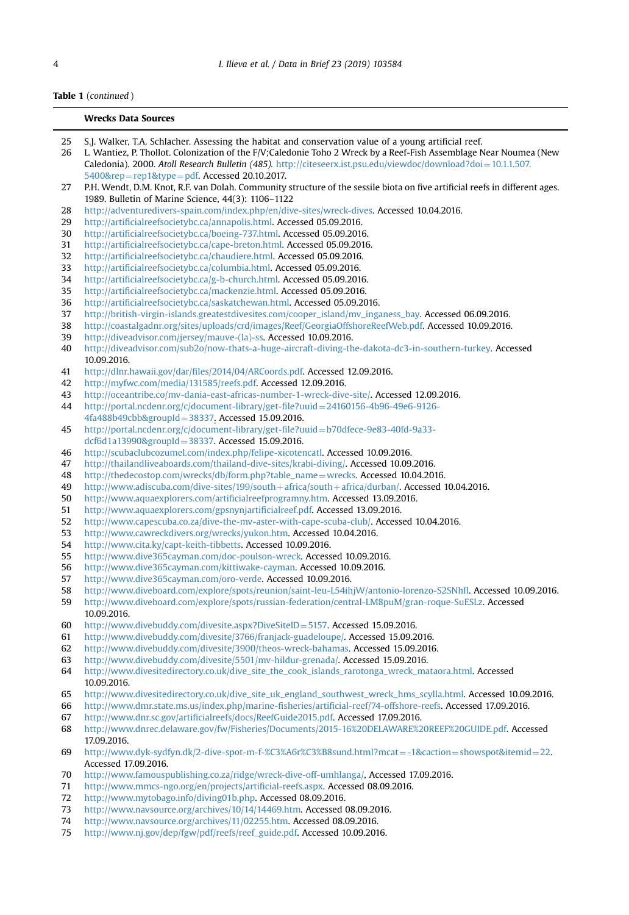**Table 1** (*continued*)

| | **Wrecks Data Sources** |
|---|---|
| 25 | S.J. Walker, T.A. Schlacher. Assessing the habitat and conservation value of a young artificial reef. |
| 26 | L. Wantiez, P. Thollot. Colonization of the F/V;Caledonie Toho 2 Wreck by a Reef-Fish Assemblage Near Noumea (New Caledonia). 2000. *Atoll Research Bulletin (485).* http://citeseerx.ist.psu.edu/viewdoc/download?doi=10.1.1.507.5400&rep=rep1&type=pdf. Accessed 20.10.2017. |
| 27 | P.H. Wendt, D.M. Knot, R.F. van Dolah. Community structure of the sessile biota on five artificial reefs in different ages. 1989. Bulletin of Marine Science, 44(3): 1106–1122 |
| 28 | http://adventuredivers-spain.com/index.php/en/dive-sites/wreck-dives. Accessed 10.04.2016. |
| 29 | http://artificialreefsocietybc.ca/annapolis.html. Accessed 05.09.2016. |
| 30 | http://artificialreefsocietybc.ca/boeing-737.html. Accessed 05.09.2016. |
| 31 | http://artificialreefsocietybc.ca/cape-breton.html. Accessed 05.09.2016. |
| 32 | http://artificialreefsocietybc.ca/chaudiere.html. Accessed 05.09.2016. |
| 33 | http://artificialreefsocietybc.ca/columbia.html. Accessed 05.09.2016. |
| 34 | http://artificialreefsocietybc.ca/g-b-church.html. Accessed 05.09.2016. |
| 35 | http://artificialreefsocietybc.ca/mackenzie.html. Accessed 05.09.2016. |
| 36 | http://artificialreefsocietybc.ca/saskatchewan.html. Accessed 05.09.2016. |
| 37 | http://british-virgin-islands.greatestdivesites.com/cooper_island/mv_inganess_bay. Accessed 06.09.2016. |
| 38 | http://coastalgadnr.org/sites/uploads/crd/images/Reef/GeorgiaOffshoreReefWeb.pdf. Accessed 10.09.2016. |
| 39 | http://diveadvisor.com/jersey/mauve-(la)-ss. Accessed 10.09.2016. |
| 40 | http://diveadvisor.com/sub2o/now-thats-a-huge-aircraft-diving-the-dakota-dc3-in-southern-turkey. Accessed 10.09.2016. |
| 41 | http://dlnr.hawaii.gov/dar/files/2014/04/ARCoords.pdf. Accessed 12.09.2016. |
| 42 | http://myfwc.com/media/131585/reefs.pdf. Accessed 12.09.2016. |
| 43 | http://oceantribe.co/mv-dania-east-africas-number-1-wreck-dive-site/. Accessed 12.09.2016. |
| 44 | http://portal.ncdenr.org/c/document-library/get-file?uuid=24160156-4b96-49e6-9126-4fa488b49cbb&groupId=38337. Accessed 15.09.2016. |
| 45 | http://portal.ncdenr.org/c/document-library/get-file?uuid=b70dfece-9e83-40fd-9a33-dcf6d1a13990&groupId=38337. Accessed 15.09.2016. |
| 46 | http://scubaclubcozumel.com/index.php/felipe-xicotencatl. Accessed 10.09.2016. |
| 47 | http://thailandliveaboards.com/thailand-dive-sites/krabi-diving/. Accessed 10.09.2016. |
| 48 | http://thedecostop.com/wrecks/db/form.php?table_name=wrecks. Accessed 10.04.2016. |
| 49 | http://www.adiscuba.com/dive-sites/199/south+africa/south+africa/durban/. Accessed 10.04.2016. |
| 50 | http://www.aquaexplorers.com/artificialreefprogramny.htm. Accessed 13.09.2016. |
| 51 | http://www.aquaexplorers.com/gpsnynjartificialreef.pdf. Accessed 13.09.2016. |
| 52 | http://www.capescuba.co.za/dive-the-mv-aster-with-cape-scuba-club/. Accessed 10.04.2016. |
| 53 | http://www.cawreckdivers.org/wrecks/yukon.htm. Accessed 10.04.2016. |
| 54 | http://www.cita.ky/capt-keith-tibbetts. Accessed 10.09.2016. |
| 55 | http://www.dive365cayman.com/doc-poulson-wreck. Accessed 10.09.2016. |
| 56 | http://www.dive365cayman.com/kittiwake-cayman. Accessed 10.09.2016. |
| 57 | http://www.dive365cayman.com/oro-verde. Accessed 10.09.2016. |
| 58 | http://www.diveboard.com/explore/spots/reunion/saint-leu-L54ihjW/antonio-lorenzo-S2SNhfl. Accessed 10.09.2016. |
| 59 | http://www.diveboard.com/explore/spots/russian-federation/central-LM8puM/gran-roque-SuESLz. Accessed 10.09.2016. |
| 60 | http://www.divebuddy.com/divesite.aspx?DiveSiteID=5157. Accessed 15.09.2016. |
| 61 | http://www.divebuddy.com/divesite/3766/franjack-guadeloupe/. Accessed 15.09.2016. |
| 62 | http://www.divebuddy.com/divesite/3900/theos-wreck-bahamas. Accessed 15.09.2016. |
| 63 | http://www.divebuddy.com/divesite/5501/mv-hildur-grenada/. Accessed 15.09.2016. |
| 64 | http://www.divesitedirectory.co.uk/dive_site_the_cook_islands_rarotonga_wreck_mataora.html. Accessed 10.09.2016. |
| 65 | http://www.divesitedirectory.co.uk/dive_site_uk_england_southwest_wreck_hms_scylla.html. Accessed 10.09.2016. |
| 66 | http://www.dmr.state.ms.us/index.php/marine-fisheries/artificial-reef/74-offshore-reefs. Accessed 17.09.2016. |
| 67 | http://www.dnr.sc.gov/artificialreefs/docs/ReefGuide2015.pdf. Accessed 17.09.2016. |
| 68 | http://www.dnrec.delaware.gov/fw/Fisheries/Documents/2015-16%20DELAWARE%20REEF%20GUIDE.pdf. Accessed 17.09.2016. |
| 69 | http://www.dyk-sydfyn.dk/2-dive-spot-m-f-%C3%A6r%C3%B8sund.html?mcat=-1&caction=showspot&itemid=22. Accessed 17.09.2016. |
| 70 | http://www.famouspublishing.co.za/ridge/wreck-dive-off-umhlanga/, Accessed 17.09.2016. |
| 71 | http://www.mmcs-ngo.org/en/projects/artificial-reefs.aspx. Accessed 08.09.2016. |
| 72 | http://www.mytobago.info/diving01b.php. Accessed 08.09.2016. |
| 73 | http://www.navsource.org/archives/10/14/14469.htm. Accessed 08.09.2016. |
| 74 | http://www.navsource.org/archives/11/02255.htm. Accessed 08.09.2016. |
| 75 | http://www.nj.gov/dep/fgw/pdf/reefs/reef_guide.pdf. Accessed 10.09.2016. |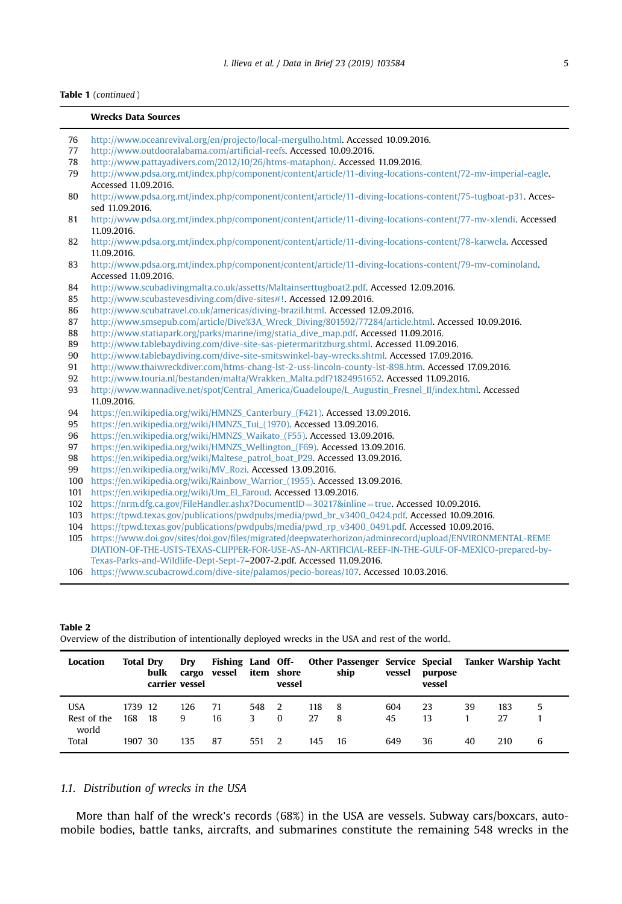**Table 1** (*continued*)

| | Wrecks Data Sources |
|---|---|
| 76 | http://www.oceanrevival.org/en/projecto/local-mergulho.html. Accessed 10.09.2016. |
| 77 | http://www.outdooralabama.com/artificial-reefs. Accessed 10.09.2016. |
| 78 | http://www.pattayadivers.com/2012/10/26/htms-mataphon/. Accessed 11.09.2016. |
| 79 | http://www.pdsa.org.mt/index.php/component/content/article/11-diving-locations-content/72-mv-imperial-eagle. Accessed 11.09.2016. |
| 80 | http://www.pdsa.org.mt/index.php/component/content/article/11-diving-locations-content/75-tugboat-p31. Accessed 11.09.2016. |
| 81 | http://www.pdsa.org.mt/index.php/component/content/article/11-diving-locations-content/77-mv-xlendi. Accessed 11.09.2016. |
| 82 | http://www.pdsa.org.mt/index.php/component/content/article/11-diving-locations-content/78-karwela. Accessed 11.09.2016. |
| 83 | http://www.pdsa.org.mt/index.php/component/content/article/11-diving-locations-content/79-mv-cominoland. Accessed 11.09.2016. |
| 84 | http://www.scubadivingmalta.co.uk/assetts/Maltainserttugboat2.pdf. Accessed 12.09.2016. |
| 85 | http://www.scubastevesdiving.com/dive-sites#!. Accessed 12.09.2016. |
| 86 | http://www.scubatravel.co.uk/americas/diving-brazil.html. Accessed 12.09.2016. |
| 87 | http://www.smsepub.com/article/Dive%3A_Wreck_Diving/801592/77284/article.html. Accessed 10.09.2016. |
| 88 | http://www.statiapark.org/parks/marine/img/statia_dive_map.pdf. Accessed 11.09.2016. |
| 89 | http://www.tablebaydiving.com/dive-site-sas-pietermaritzburg.shtml. Accessed 11.09.2016. |
| 90 | http://www.tablebaydiving.com/dive-site-smitswinkel-bay-wrecks.shtml. Accessed 17.09.2016. |
| 91 | http://www.thaiwreckdiver.com/htms-chang-lst-2-uss-lincoln-county-lst-898.htm. Accessed 17.09.2016. |
| 92 | http://www.touria.nl/bestanden/malta/Wrakken_Malta.pdf?1824951652. Accessed 11.09.2016. |
| 93 | http://www.wannadive.net/spot/Central_America/Guadeloupe/L_Augustin_Fresnel_II/index.html. Accessed 11.09.2016. |
| 94 | https://en.wikipedia.org/wiki/HMNZS_Canterbury_(F421). Accessed 13.09.2016. |
| 95 | https://en.wikipedia.org/wiki/HMNZS_Tui_(1970). Accessed 13.09.2016. |
| 96 | https://en.wikipedia.org/wiki/HMNZS_Waikato_(F55). Accessed 13.09.2016. |
| 97 | https://en.wikipedia.org/wiki/HMNZS_Wellington_(F69). Accessed 13.09.2016. |
| 98 | https://en.wikipedia.org/wiki/Maltese_patrol_boat_P29. Accessed 13.09.2016. |
| 99 | https://en.wikipedia.org/wiki/MV_Rozi. Accessed 13.09.2016. |
| 100 | https://en.wikipedia.org/wiki/Rainbow_Warrior_(1955). Accessed 13.09.2016. |
| 101 | https://en.wikipedia.org/wiki/Um_El_Faroud. Accessed 13.09.2016. |
| 102 | https://nrm.dfg.ca.gov/FileHandler.ashx?DocumentID=30217&inline=true. Accessed 10.09.2016. |
| 103 | https://tpwd.texas.gov/publications/pwdpubs/media/pwd_br_v3400_0424.pdf. Accessed 10.09.2016. |
| 104 | https://tpwd.texas.gov/publications/pwdpubs/media/pwd_rp_v3400_0491.pdf. Accessed 10.09.2016. |
| 105 | https://www.doi.gov/sites/doi.gov/files/migrated/deepwaterhorizon/adminrecord/upload/ENVIRONMENTAL-REMEDIATION-OF-THE-USTS-TEXAS-CLIPPER-FOR-USE-AS-AN-ARTIFICIAL-REEF-IN-THE-GULF-OF-MEXICO-prepared-by-Texas-Parks-and-Wildlife-Dept-Sept-7–2007-2.pdf. Accessed 11.09.2016. |
| 106 | https://www.scubacrowd.com/dive-site/palamos/pecio-boreas/107. Accessed 10.03.2016. |

**Table 2**
Overview of the distribution of intentionally deployed wrecks in the USA and rest of the world.

| Location | Total | Dry bulk carrier | Dry cargo vessel | Fishing vessel | Land item | Off-shore vessel | Other | Passenger ship | Service vessel | Special purpose vessel | Tanker | Warship | Yacht |
|---|---|---|---|---|---|---|---|---|---|---|---|---|---|
| USA | 1739 | 12 | 126 | 71 | 548 | 2 | 118 | 8 | 604 | 23 | 39 | 183 | 5 |
| Rest of the world | 168 | 18 | 9 | 16 | 3 | 0 | 27 | 8 | 45 | 13 | 1 | 27 | 1 |
| Total | 1907 | 30 | 135 | 87 | 551 | 2 | 145 | 16 | 649 | 36 | 40 | 210 | 6 |

### 1.1. *Distribution of wrecks in the USA*

More than half of the wreck's records (68%) in the USA are vessels. Subway cars/boxcars, automobile bodies, battle tanks, aircrafts, and submarines constitute the remaining 548 wrecks in the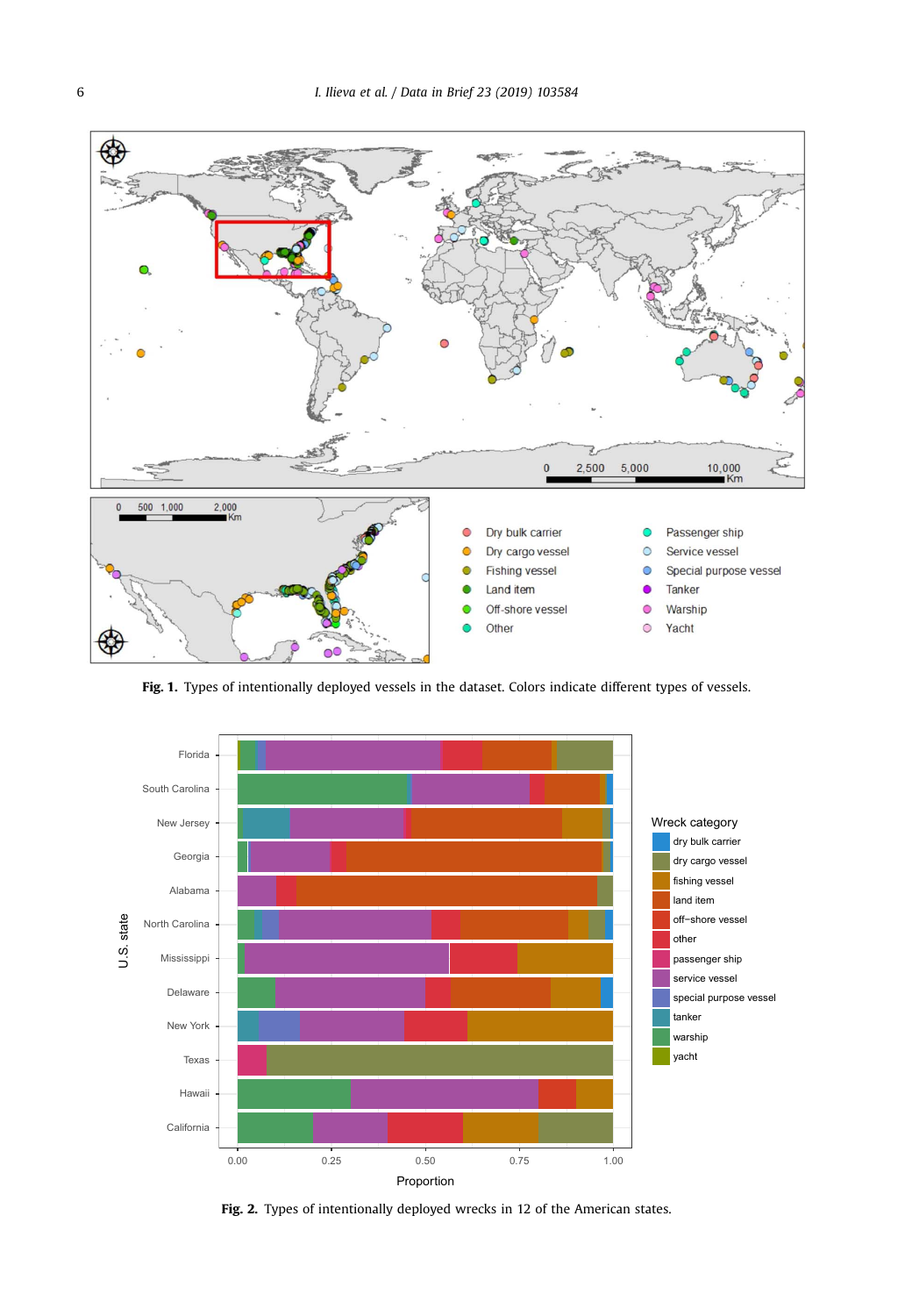**Fig. 1.** Types of intentionally deployed vessels in the dataset. Colors indicate different types of vessels.

**Fig. 2.** Types of intentionally deployed wrecks in 12 of the American states.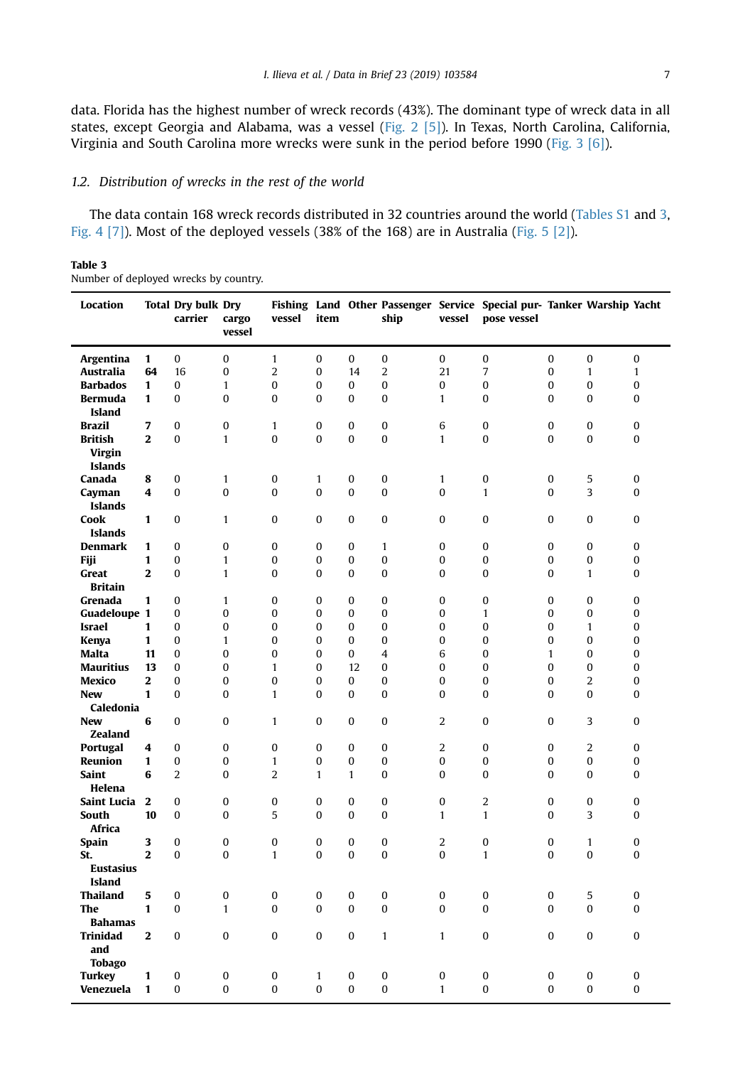data. Florida has the highest number of wreck records (43%). The dominant type of wreck data in all states, except Georgia and Alabama, was a vessel (Fig. 2 [5]). In Texas, North Carolina, California, Virginia and South Carolina more wrecks were sunk in the period before 1990 (Fig. 3 [6]).

### 1.2. Distribution of wrecks in the rest of the world

The data contain 168 wreck records distributed in 32 countries around the world (Tables S1 and 3, Fig. 4 [7]). Most of the deployed vessels (38% of the 168) are in Australia (Fig. 5 [2]).

**Table 3**
Number of deployed wrecks by country.

| Location | Total | Dry bulk carrier | Dry cargo vessel | Fishing vessel | Land item | Other | Passenger ship | Service vessel | Special purpose vessel | Tanker | Warship | Yacht |
|---|---|---|---|---|---|---|---|---|---|---|---|---|
| **Argentina** | **1** | 0 | 0 | 1 | 0 | 0 | 0 | 0 | 0 | 0 | 0 | 0 |
| **Australia** | **64** | 16 | 0 | 2 | 0 | 14 | 2 | 21 | 7 | 0 | 1 | 1 |
| **Barbados** | **1** | 0 | 1 | 0 | 0 | 0 | 0 | 0 | 0 | 0 | 0 | 0 |
| **Bermuda Island** | **1** | 0 | 0 | 0 | 0 | 0 | 0 | 1 | 0 | 0 | 0 | 0 |
| **Brazil** | **7** | 0 | 0 | 1 | 0 | 0 | 0 | 6 | 0 | 0 | 0 | 0 |
| **British Virgin Islands** | **2** | 0 | 1 | 0 | 0 | 0 | 0 | 1 | 0 | 0 | 0 | 0 |
| **Canada** | **8** | 0 | 1 | 0 | 1 | 0 | 0 | 1 | 0 | 0 | 5 | 0 |
| **Cayman Islands** | **4** | 0 | 0 | 0 | 0 | 0 | 0 | 0 | 1 | 0 | 3 | 0 |
| **Cook Islands** | **1** | 0 | 1 | 0 | 0 | 0 | 0 | 0 | 0 | 0 | 0 | 0 |
| **Denmark** | **1** | 0 | 0 | 0 | 0 | 0 | 1 | 0 | 0 | 0 | 0 | 0 |
| **Fiji** | **1** | 0 | 1 | 0 | 0 | 0 | 0 | 0 | 0 | 0 | 0 | 0 |
| **Great Britain** | **2** | 0 | 1 | 0 | 0 | 0 | 0 | 0 | 0 | 0 | 1 | 0 |
| **Grenada** | **1** | 0 | 1 | 0 | 0 | 0 | 0 | 0 | 0 | 0 | 0 | 0 |
| **Guadeloupe** | **1** | 0 | 0 | 0 | 0 | 0 | 0 | 0 | 1 | 0 | 0 | 0 |
| **Israel** | **1** | 0 | 0 | 0 | 0 | 0 | 0 | 0 | 0 | 0 | 1 | 0 |
| **Kenya** | **1** | 0 | 1 | 0 | 0 | 0 | 0 | 0 | 0 | 0 | 0 | 0 |
| **Malta** | **11** | 0 | 0 | 0 | 0 | 0 | 4 | 6 | 0 | 1 | 0 | 0 |
| **Mauritius** | **13** | 0 | 0 | 1 | 0 | 12 | 0 | 0 | 0 | 0 | 0 | 0 |
| **Mexico** | **2** | 0 | 0 | 0 | 0 | 0 | 0 | 0 | 0 | 0 | 2 | 0 |
| **New Caledonia** | **1** | 0 | 0 | 1 | 0 | 0 | 0 | 0 | 0 | 0 | 0 | 0 |
| **New Zealand** | **6** | 0 | 0 | 1 | 0 | 0 | 0 | 2 | 0 | 0 | 3 | 0 |
| **Portugal** | **4** | 0 | 0 | 0 | 0 | 0 | 0 | 2 | 0 | 0 | 2 | 0 |
| **Reunion** | **1** | 0 | 0 | 1 | 0 | 0 | 0 | 0 | 0 | 0 | 0 | 0 |
| **Saint Helena** | **6** | 2 | 0 | 2 | 1 | 1 | 0 | 0 | 0 | 0 | 0 | 0 |
| **Saint Lucia** | **2** | 0 | 0 | 0 | 0 | 0 | 0 | 0 | 2 | 0 | 0 | 0 |
| **South Africa** | **10** | 0 | 0 | 5 | 0 | 0 | 0 | 1 | 1 | 0 | 3 | 0 |
| **Spain** | **3** | 0 | 0 | 0 | 0 | 0 | 0 | 2 | 0 | 0 | 1 | 0 |
| **St. Eustasius Island** | **2** | 0 | 0 | 1 | 0 | 0 | 0 | 0 | 1 | 0 | 0 | 0 |
| **Thailand** | **5** | 0 | 0 | 0 | 0 | 0 | 0 | 0 | 0 | 0 | 5 | 0 |
| **The Bahamas** | **1** | 0 | 1 | 0 | 0 | 0 | 0 | 0 | 0 | 0 | 0 | 0 |
| **Trinidad and Tobago** | **2** | 0 | 0 | 0 | 0 | 0 | 1 | 1 | 0 | 0 | 0 | 0 |
| **Turkey** | **1** | 0 | 0 | 0 | 1 | 0 | 0 | 0 | 0 | 0 | 0 | 0 |
| **Venezuela** | **1** | 0 | 0 | 0 | 0 | 0 | 0 | 1 | 0 | 0 | 0 | 0 |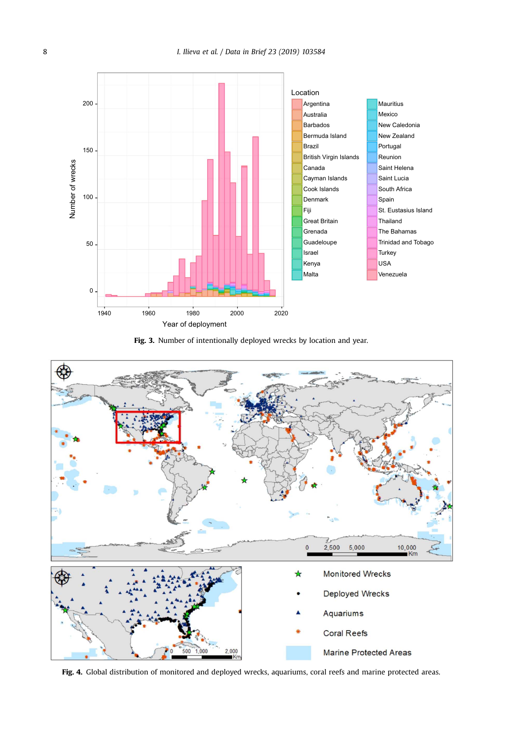**Fig. 3.** Number of intentionally deployed wrecks by location and year.

**Fig. 4.** Global distribution of monitored and deployed wrecks, aquariums, coral reefs and marine protected areas.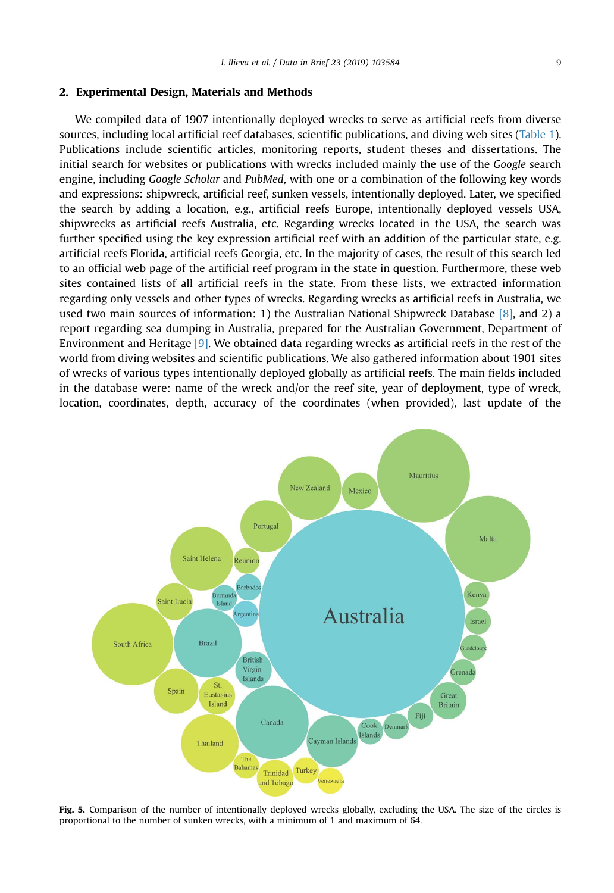## 2. Experimental Design, Materials and Methods

We compiled data of 1907 intentionally deployed wrecks to serve as artificial reefs from diverse sources, including local artificial reef databases, scientific publications, and diving web sites (Table 1). Publications include scientific articles, monitoring reports, student theses and dissertations. The initial search for websites or publications with wrecks included mainly the use of the *Google* search engine, including *Google Scholar* and *PubMed*, with one or a combination of the following key words and expressions: shipwreck, artificial reef, sunken vessels, intentionally deployed. Later, we specified the search by adding a location, e.g., artificial reefs Europe, intentionally deployed vessels USA, shipwrecks as artificial reefs Australia, etc. Regarding wrecks located in the USA, the search was further specified using the key expression artificial reef with an addition of the artificial state, e.g. artificial reefs Florida, artificial reefs Georgia, etc. In the majority of cases, the result of this search led to an official web page of the artificial reef program in the state in question. Furthermore, these web sites contained lists of all artificial reefs in the state. From these lists, we extracted information regarding only vessels and other types of wrecks. Regarding wrecks as artificial reefs in Australia, we used two main sources of information: 1) the Australian National Shipwreck Database [8], and 2) a report regarding sea dumping in Australia, prepared for the Australian Government, Department of Environment and Heritage [9]. We obtained data regarding wrecks as artificial reefs in the rest of the world from diving websites and scientific publications. We also gathered information about 1901 sites of wrecks of various types intentionally deployed globally as artificial reefs. The main fields included in the database were: name of the wreck and/or the reef site, year of deployment, type of wreck, location, coordinates, depth, accuracy of the coordinates (when provided), last update of the

**Fig. 5.** Comparison of the number of intentionally deployed wrecks globally, excluding the USA. The size of the circles is proportional to the number of sunken wrecks, with a minimum of 1 and maximum of 64.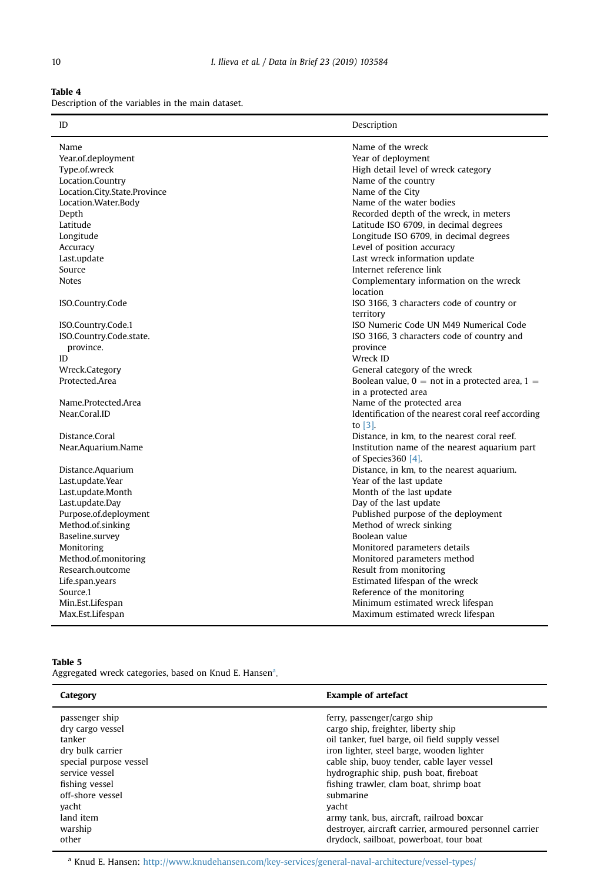**Table 4**
Description of the variables in the main dataset.

| ID | Description |
|---|---|
| Name | Name of the wreck |
| Year.of.deployment | Year of deployment |
| Type.of.wreck | High detail level of wreck category |
| Location.Country | Name of the country |
| Location.City.State.Province | Name of the City |
| Location.Water.Body | Name of the water bodies |
| Depth | Recorded depth of the wreck, in meters |
| Latitude | Latitude ISO 6709, in decimal degrees |
| Longitude | Longitude ISO 6709, in decimal degrees |
| Accuracy | Level of position accuracy |
| Last.update | Last wreck information update |
| Source | Internet reference link |
| Notes | Complementary information on the wreck location |
| ISO.Country.Code | ISO 3166, 3 characters code of country or territory |
| ISO.Country.Code.1 | ISO Numeric Code UN M49 Numerical Code |
| ISO.Country.Code.state.province. | ISO 3166, 3 characters code of country and province |
| ID | Wreck ID |
| Wreck.Category | General category of the wreck |
| Protected.Area | Boolean value, 0 = not in a protected area, 1 = in a protected area |
| Name.Protected.Area | Name of the protected area |
| Near.Coral.ID | Identification of the nearest coral reef according to [3]. |
| Distance.Coral | Distance, in km, to the nearest coral reef. |
| Near.Aquarium.Name | Institution name of the nearest aquarium part of Species360 [4]. |
| Distance.Aquarium | Distance, in km, to the nearest aquarium. |
| Last.update.Year | Year of the last update |
| Last.update.Month | Month of the last update |
| Last.update.Day | Day of the last update |
| Purpose.of.deployment | Published purpose of the deployment |
| Method.of.sinking | Method of wreck sinking |
| Baseline.survey | Boolean value |
| Monitoring | Monitored parameters details |
| Method.of.monitoring | Monitored parameters method |
| Research.outcome | Result from monitoring |
| Life.span.years | Estimated lifespan of the wreck |
| Source.1 | Reference of the monitoring |
| Min.Est.Lifespan | Minimum estimated wreck lifespan |
| Max.Est.Lifespan | Maximum estimated wreck lifespan |

**Table 5**
Aggregated wreck categories, based on Knud E. Hansen[a].

| Category | Example of artefact |
|---|---|
| passenger ship | ferry, passenger/cargo ship |
| dry cargo vessel | cargo ship, freighter, liberty ship |
| tanker | oil tanker, fuel barge, oil field supply vessel |
| dry bulk carrier | iron lighter, steel barge, wooden lighter |
| special purpose vessel | cable ship, buoy tender, cable layer vessel |
| service vessel | hydrographic ship, push boat, fireboat |
| fishing vessel | fishing trawler, clam boat, shrimp boat |
| off-shore vessel | submarine |
| yacht | yacht |
| land item | army tank, bus, aircraft, railroad boxcar |
| warship | destroyer, aircraft carrier, armoured personnel carrier |
| other | drydock, sailboat, powerboat, tour boat |

[a] Knud E. Hansen: http://www.knudehansen.com/key-services/general-naval-architecture/vessel-types/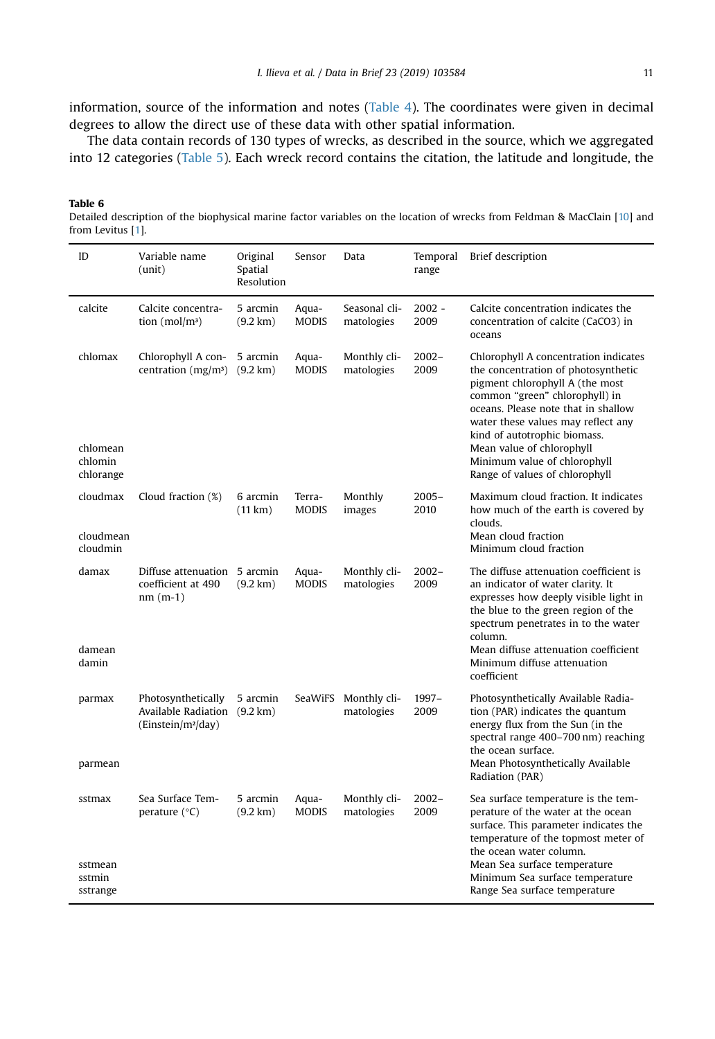information, source of the information and notes (Table 4). The coordinates were given in decimal degrees to allow the direct use of these data with other spatial information.

The data contain records of 130 types of wrecks, as described in the source, which we aggregated into 12 categories (Table 5). Each wreck record contains the citation, the latitude and longitude, the

**Table 6**

Detailed description of the biophysical marine factor variables on the location of wrecks from Feldman & MacClain [10] and from Levitus [1].

| ID | Variable name (unit) | Original Spatial Resolution | Sensor | Data | Temporal range | Brief description |
|---|---|---|---|---|---|---|
| calcite | Calcite concentration (mol/m³) | 5 arcmin (9.2 km) | Aqua-MODIS | Seasonal climatologies | 2002 - 2009 | Calcite concentration indicates the concentration of calcite ($CaCO3$) in oceans |
| chlomax | Chlorophyll A concentration (mg/m³) | 5 arcmin (9.2 km) | Aqua-MODIS | Monthly climatologies | 2002–2009 | Chlorophyll A concentration indicates the concentration of photosynthetic pigment chlorophyll A (the most common "green" chlorophyll) in oceans. Please note that in shallow water these values may reflect any kind of autotrophic biomass. |
| chlomean | | | | | | Mean value of chlorophyll |
| chlomin | | | | | | Minimum value of chlorophyll |
| chlorange | | | | | | Range of values of chlorophyll |
| cloudmax | Cloud fraction (%) | 6 arcmin (11 km) | Terra-MODIS | Monthly images | 2005–2010 | Maximum cloud fraction. It indicates how much of the earth is covered by clouds. |
| cloudmean | | | | | | Mean cloud fraction |
| cloudmin | | | | | | Minimum cloud fraction |
| damax | Diffuse attenuation coefficient at 490 nm (m-1) | 5 arcmin (9.2 km) | Aqua-MODIS | Monthly climatologies | 2002–2009 | The diffuse attenuation coefficient is an indicator of water clarity. It expresses how deeply visible light in the blue to the green region of the spectrum penetrates in to the water column. |
| damean | | | | | | Mean diffuse attenuation coefficient |
| damin | | | | | | Minimum diffuse attenuation coefficient |
| parmax | Photosynthetically Available Radiation (Einstein/m²/day) | 5 arcmin (9.2 km) | SeaWiFS | Monthly climatologies | 1997–2009 | Photosynthetically Available Radiation (PAR) indicates the quantum energy flux from the Sun (in the spectral range 400–700 nm) reaching the ocean surface. |
| parmean | | | | | | Mean Photosynthetically Available Radiation (PAR) |
| sstmax | Sea Surface Temperature (°C) | 5 arcmin (9.2 km) | Aqua-MODIS | Monthly climatologies | 2002–2009 | Sea surface temperature is the temperature of the water at the ocean surface. This parameter indicates the temperature of the topmost meter of the ocean water column. |
| sstmean | | | | | | Mean Sea surface temperature |
| sstmin | | | | | | Minimum Sea surface temperature |
| sstrange | | | | | | Range Sea surface temperature |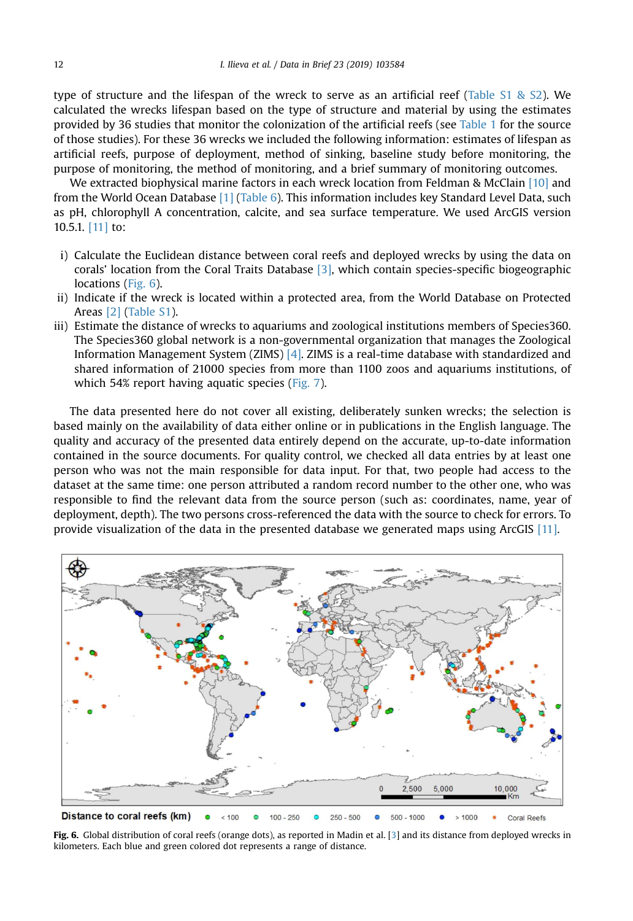type of structure and the lifespan of the wreck to serve as an artificial reef (Table S1 & S2). We calculated the wrecks lifespan based on the type of structure and material by using the estimates provided by 36 studies that monitor the colonization of the artificial reefs (see Table 1 for the source of those studies). For these 36 wrecks we included the following information: estimates of lifespan as artificial reefs, purpose of deployment, method of sinking, baseline study before monitoring, the purpose of monitoring, the method of monitoring, and a brief summary of monitoring outcomes.

We extracted biophysical marine factors in each wreck location from Feldman & McClain [10] and from the World Ocean Database [1] (Table 6). This information includes key Standard Level Data, such as pH, chlorophyll A concentration, calcite, and sea surface temperature. We used ArcGIS version 10.5.1. [11] to:

i) Calculate the Euclidean distance between coral reefs and deployed wrecks by using the data on corals' location from the Coral Traits Database [3], which contain species-specific biogeographic locations (Fig. 6).
ii) Indicate if the wreck is located within a protected area, from the World Database on Protected Areas [2] (Table S1).
iii) Estimate the distance of wrecks to aquariums and zoological institutions members of Species360. The Species360 global network is a non-governmental organization that manages the Zoological Information Management System (ZIMS) [4]. ZIMS is a real-time database with standardized and shared information of 21000 species from more than 1100 zoos and aquariums institutions, of which 54% report having aquatic species (Fig. 7).

The data presented here do not cover all existing, deliberately sunken wrecks; the selection is based mainly on the availability of data either online or in publications in the English language. The quality and accuracy of the presented data entirely depend on the accurate, up-to-date information contained in the source documents. For quality control, we checked all data entries by at least one person who was not the main responsible for data input. For that, two people had access to the dataset at the same time: one person attributed a random record number to the other one, who was responsible to find the relevant data from the source person (such as: coordinates, name, year of deployment, depth). The two persons cross-referenced the data with the source to check for errors. To provide visualization of the data in the presented database we generated maps using ArcGIS [11].

**Fig. 6.** Global distribution of coral reefs (orange dots), as reported in Madin et al. [3] and its distance from deployed wrecks in kilometers. Each blue and green colored dot represents a range of distance.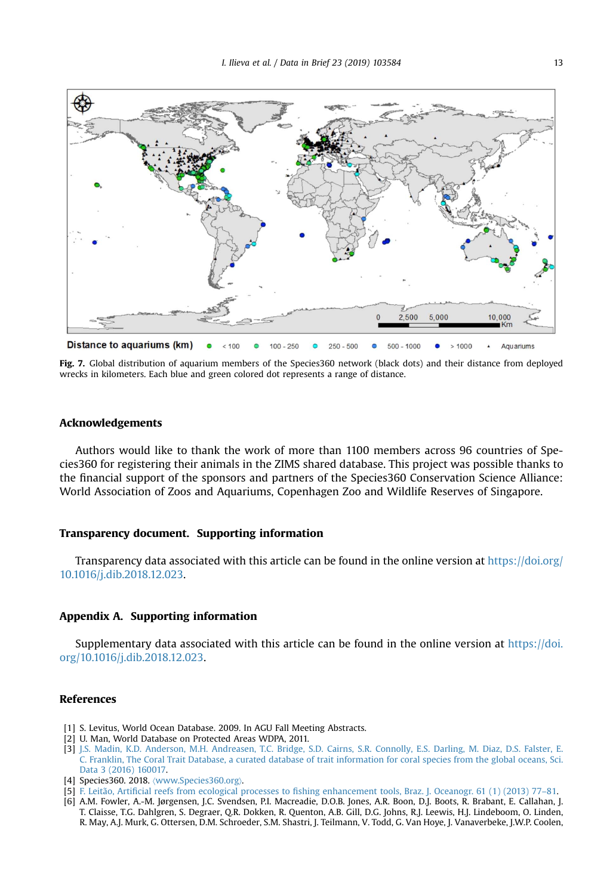Distance to aquariums (km) ● < 100 ● 100 - 250 ● 250 - 500 ● 500 - 1000 ● > 1000 ▲ Aquariums

**Fig. 7.** Global distribution of aquarium members of the Species360 network (black dots) and their distance from deployed wrecks in kilometers. Each blue and green colored dot represents a range of distance.

## Acknowledgements

Authors would like to thank the work of more than 1100 members across 96 countries of Species360 for registering their animals in the ZIMS shared database. This project was possible thanks to the financial support of the sponsors and partners of the Species360 Conservation Science Alliance: World Association of Zoos and Aquariums, Copenhagen Zoo and Wildlife Reserves of Singapore.

## Transparency document. Supporting information

Transparency data associated with this article can be found in the online version at https://doi.org/10.1016/j.dib.2018.12.023.

## Appendix A. Supporting information

Supplementary data associated with this article can be found in the online version at https://doi.org/10.1016/j.dib.2018.12.023.

## References

[1] S. Levitus, World Ocean Database. 2009. In AGU Fall Meeting Abstracts.
[2] U. Man, World Database on Protected Areas WDPA, 2011.
[3] J.S. Madin, K.D. Anderson, M.H. Andreasen, T.C. Bridge, S.D. Cairns, S.R. Connolly, E.S. Darling, M. Diaz, D.S. Falster, E. C. Franklin, The Coral Trait Database, a curated database of trait information for coral species from the global oceans, Sci. Data 3 (2016) 160017.
[4] Species360. 2018. ⟨www.Species360.org⟩.
[5] F. Leitão, Artificial reefs from ecological processes to fishing enhancement tools, Braz. J. Oceanogr. 61 (1) (2013) 77–81.
[6] A.M. Fowler, A.-M. Jørgensen, J.C. Svendsen, P.I. Macreadie, D.O.B. Jones, A.R. Boon, D.J. Boots, R. Brabant, E. Callahan, J. T. Claisse, T.G. Dahlgren, S. Degraer, Q.R. Dokken, R. Quenton, A.B. Gill, D.G. Johns, R.J. Leewis, H.J. Lindeboom, O. Linden, R. May, A.J. Murk, G. Ottersen, D.M. Schroeder, S.M. Shastri, J. Teilmann, V. Todd, G. Van Hoye, J. Vanaverbeke, J.W.P. Coolen,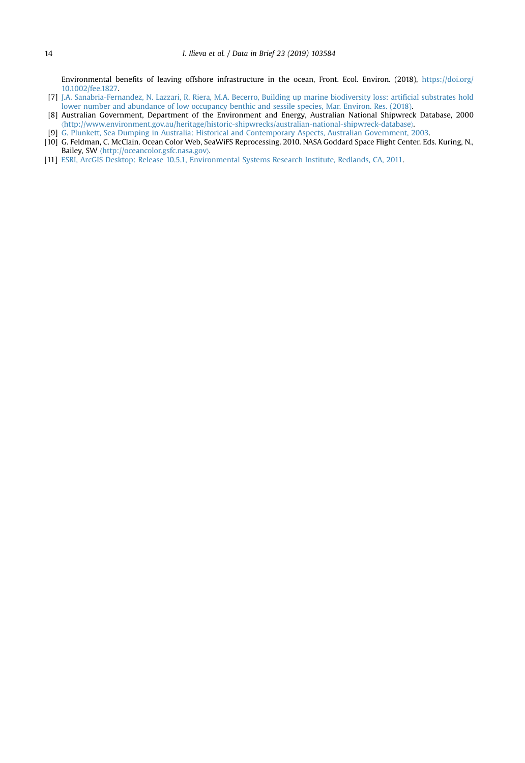Environmental benefits of leaving offshore infrastructure in the ocean, Front. Ecol. Environ. (2018), https://doi.org/10.1002/fee.1827.

[7] J.A. Sanabria-Fernandez, N. Lazzari, R. Riera, M.A. Becerro, Building up marine biodiversity loss: artificial substrates hold lower number and abundance of low occupancy benthic and sessile species, Mar. Environ. Res. (2018).

[8] Australian Government, Department of the Environment and Energy, Australian National Shipwreck Database, 2000 ⟨http://www.environment.gov.au/heritage/historic-shipwrecks/australian-national-shipwreck-database⟩.

[9] G. Plunkett, Sea Dumping in Australia: Historical and Contemporary Aspects, Australian Government, 2003.

[10] G. Feldman, C. McClain. Ocean Color Web, SeaWiFS Reprocessing. 2010. NASA Goddard Space Flight Center. Eds. Kuring, N., Bailey, SW ⟨http://oceancolor.gsfc.nasa.gov⟩.

[11] ESRI, ArcGIS Desktop: Release 10.5.1, Environmental Systems Research Institute, Redlands, CA, 2011.